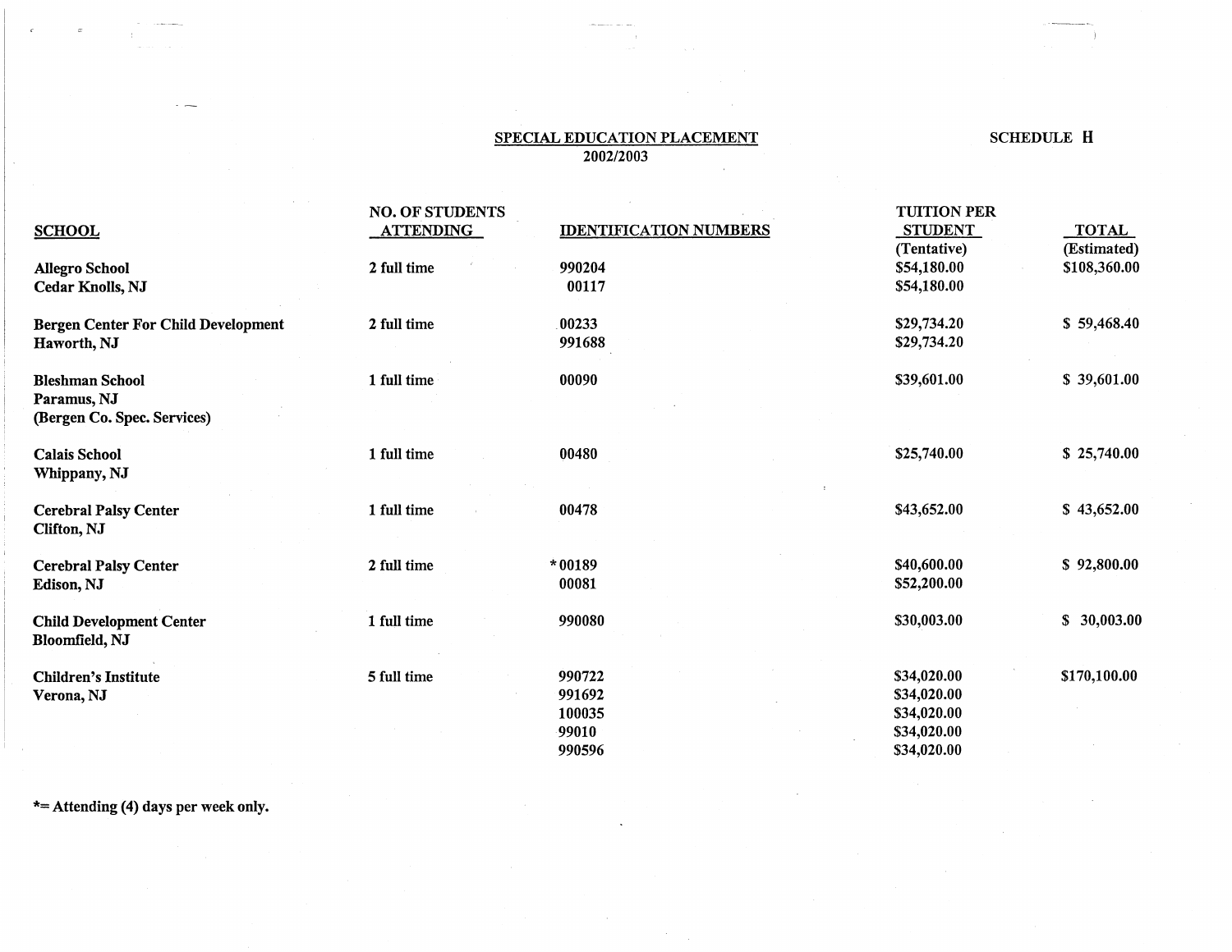## SPECIAL EDUCATION PLACEMENT
### 2002/2003

SCHEDULE H

| SCHOOL | NO. OF STUDENTS ATTENDING | IDENTIFICATION NUMBERS | TUITION PER STUDENT (Tentative) | TOTAL (Estimated) |
|---|---|---|---|---|
| Allegro School<br>Cedar Knolls, NJ | 2 full time | 990204<br>00117 | $54,180.00<br>$54,180.00 | $108,360.00 |
| Bergen Center For Child Development<br>Haworth, NJ | 2 full time | 00233<br>991688 | $29,734.20<br>$29,734.20 | $ 59,468.40 |
| Bleshman School<br>Paramus, NJ<br>(Bergen Co. Spec. Services) | 1 full time | 00090 | $39,601.00 | $ 39,601.00 |
| Calais School<br>Whippany, NJ | 1 full time | 00480 | $25,740.00 | $ 25,740.00 |
| Cerebral Palsy Center<br>Clifton, NJ | 1 full time | 00478 | $43,652.00 | $ 43,652.00 |
| Cerebral Palsy Center<br>Edison, NJ | 2 full time | *00189<br>00081 | $40,600.00<br>$52,200.00 | $ 92,800.00 |
| Child Development Center<br>Bloomfield, NJ | 1 full time | 990080 | $30,003.00 | $ 30,003.00 |
| Children's Institute<br>Verona, NJ | 5 full time | 990722<br>991692<br>100035<br>99010<br>990596 | $34,020.00<br>$34,020.00<br>$34,020.00<br>$34,020.00<br>$34,020.00 | $170,100.00 |

*= Attending (4) days per week only.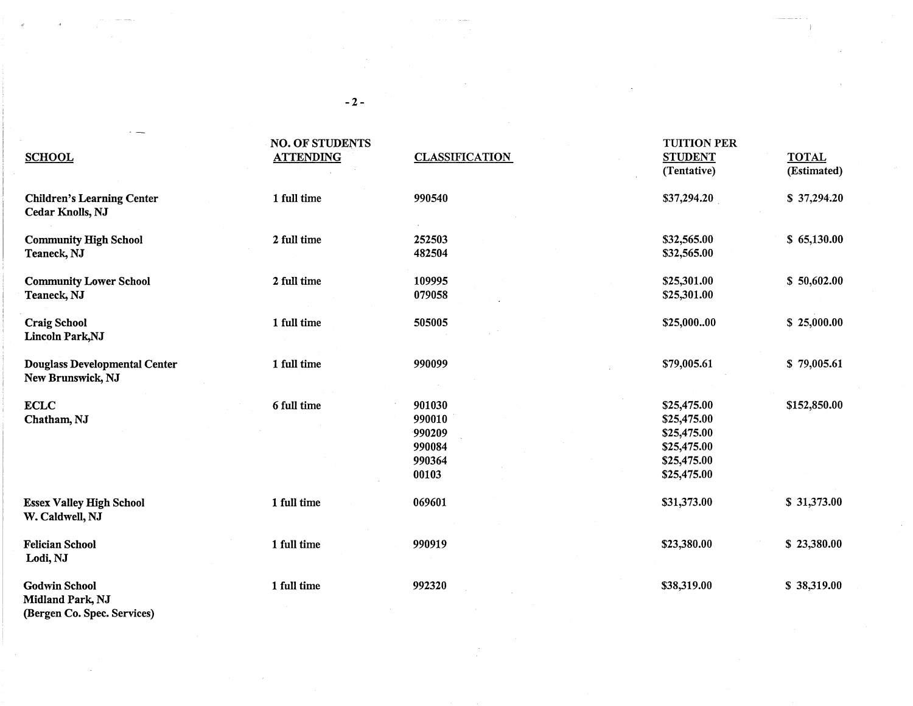| SCHOOL | NO. OF STUDENTS ATTENDING | CLASSIFICATION | TUITION PER STUDENT (Tentative) | TOTAL (Estimated) |
|---|---|---|---|---|
| Children's Learning Center<br>Cedar Knolls, NJ | 1 full time | 990540 | $37,294.20 | $ 37,294.20 |
| Community High School<br>Teaneck, NJ | 2 full time | 252503<br>482504 | $32,565.00<br>$32,565.00 | $ 65,130.00 |
| Community Lower School<br>Teaneck, NJ | 2 full time | 109995<br>079058 | $25,301.00<br>$25,301.00 | $ 50,602.00 |
| Craig School<br>Lincoln Park,NJ | 1 full time | 505005 | $25,000..00 | $ 25,000.00 |
| Douglass Developmental Center<br>New Brunswick, NJ | 1 full time | 990099 | $79,005.61 | $ 79,005.61 |
| ECLC<br>Chatham, NJ | 6 full time | 901030<br>990010<br>990209<br>990084<br>990364<br>00103 | $25,475.00<br>$25,475.00<br>$25,475.00<br>$25,475.00<br>$25,475.00<br>$25,475.00 | $152,850.00 |
| Essex Valley High School<br>W. Caldwell, NJ | 1 full time | 069601 | $31,373.00 | $ 31,373.00 |
| Felician School<br>Lodi, NJ | 1 full time | 990919 | $23,380.00 | $ 23,380.00 |
| Godwin School<br>Midland Park, NJ<br>(Bergen Co. Spec. Services) | 1 full time | 992320 | $38,319.00 | $ 38,319.00 |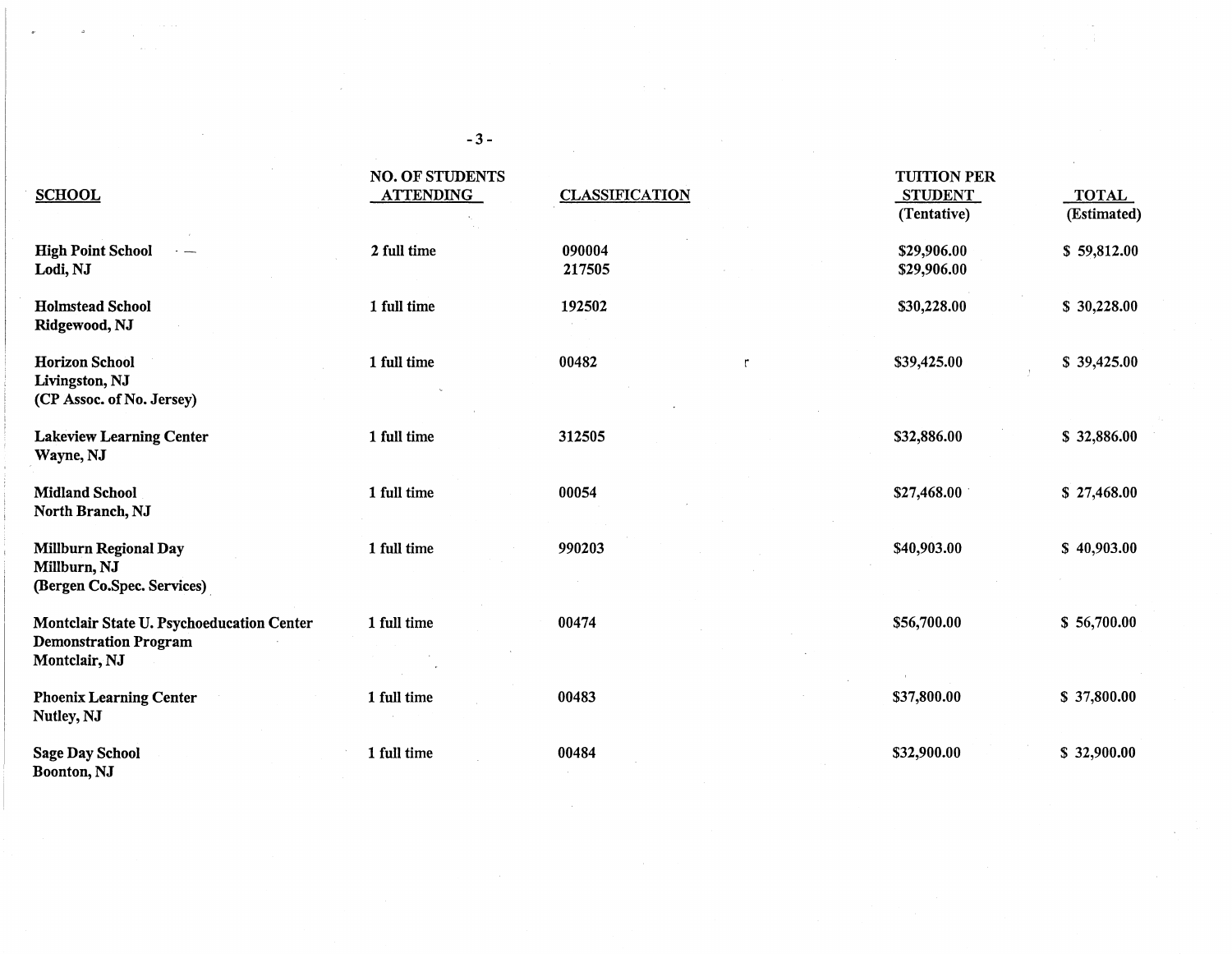| SCHOOL | NO. OF STUDENTS ATTENDING | CLASSIFICATION | TUITION PER STUDENT (Tentative) | TOTAL (Estimated) |
|---|---|---|---|---|
| **High Point School** Lodi, NJ | 2 full time | 090004<br>217505 | $29,906.00<br>$29,906.00 | $ 59,812.00 |
| **Holmstead School** Ridgewood, NJ | 1 full time | 192502 | $30,228.00 | $ 30,228.00 |
| **Horizon School** Livingston, NJ (CP Assoc. of No. Jersey) | 1 full time | 00482 | $39,425.00 | $ 39,425.00 |
| **Lakeview Learning Center** Wayne, NJ | 1 full time | 312505 | $32,886.00 | $ 32,886.00 |
| **Midland School** North Branch, NJ | 1 full time | 00054 | $27,468.00 | $ 27,468.00 |
| **Millburn Regional Day** Millburn, NJ (Bergen Co.Spec. Services) | 1 full time | 990203 | $40,903.00 | $ 40,903.00 |
| **Montclair State U. Psychoeducation Center Demonstration Program** Montclair, NJ | 1 full time | 00474 | $56,700.00 | $ 56,700.00 |
| **Phoenix Learning Center** Nutley, NJ | 1 full time | 00483 | $37,800.00 | $ 37,800.00 |
| **Sage Day School** Boonton, NJ | 1 full time | 00484 | $32,900.00 | $ 32,900.00 |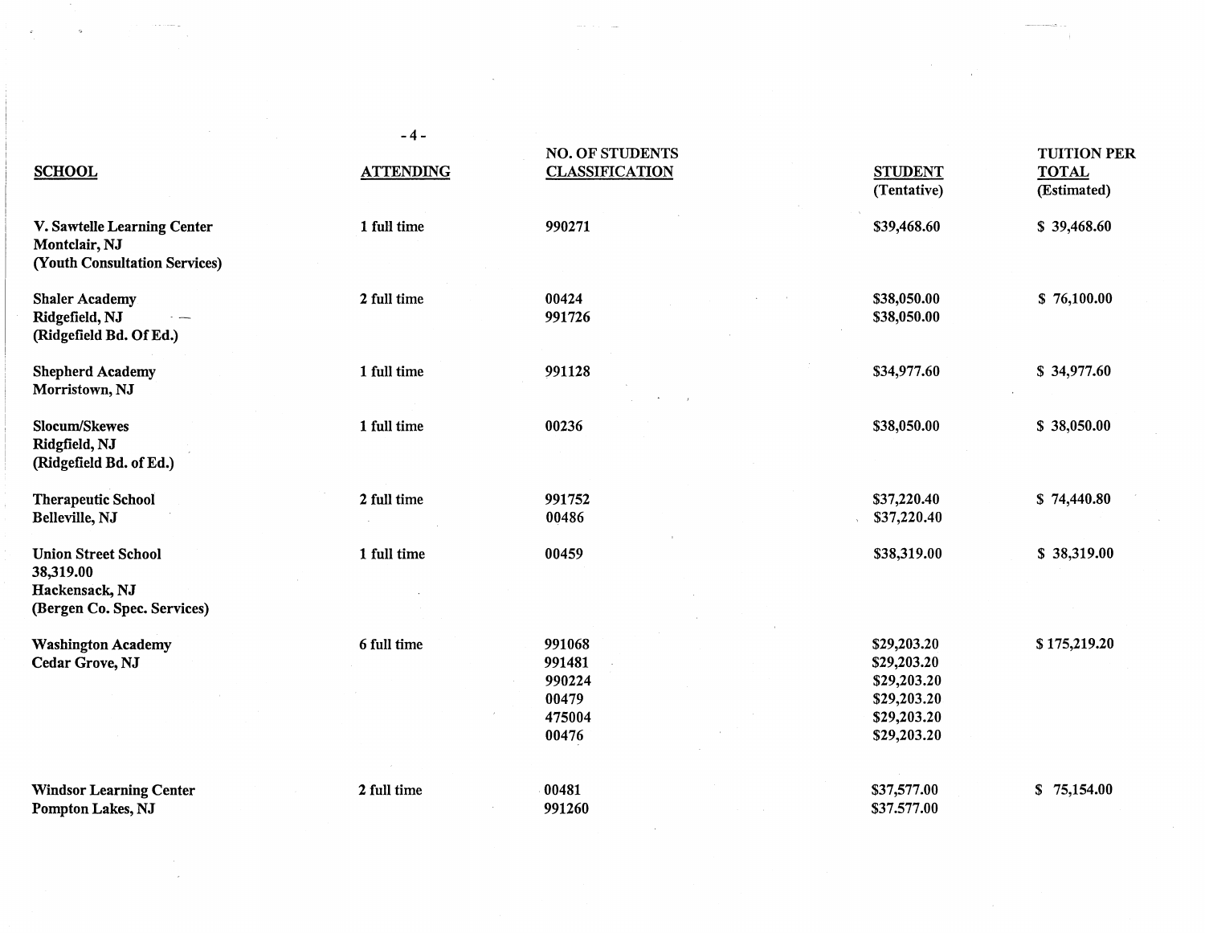| SCHOOL | ATTENDING | NO. OF STUDENTS CLASSIFICATION | STUDENT (Tentative) | TUITION PER TOTAL (Estimated) |
|---|---|---|---|---|
| V. Sawtelle Learning Center Montclair, NJ (Youth Consultation Services) | 1 full time | 990271 | $39,468.60 | $ 39,468.60 |
| Shaler Academy Ridgefield, NJ (Ridgefield Bd. Of Ed.) | 2 full time | 00424 | $38,050.00 | $ 76,100.00 |
| | | 991726 | $38,050.00 | |
| Shepherd Academy Morristown, NJ | 1 full time | 991128 | $34,977.60 | $ 34,977.60 |
| Slocum/Skewes Ridgfield, NJ (Ridgefield Bd. of Ed.) | 1 full time | 00236 | $38,050.00 | $ 38,050.00 |
| Therapeutic School Belleville, NJ | 2 full time | 991752 | $37,220.40 | $ 74,440.80 |
| | | 00486 | $37,220.40 | |
| Union Street School 38,319.00 Hackensack, NJ (Bergen Co. Spec. Services) | 1 full time | 00459 | $38,319.00 | $ 38,319.00 |
| Washington Academy Cedar Grove, NJ | 6 full time | 991068 | $29,203.20 | $ 175,219.20 |
| | | 991481 | $29,203.20 | |
| | | 990224 | $29,203.20 | |
| | | 00479 | $29,203.20 | |
| | | 475004 | $29,203.20 | |
| | | 00476 | $29,203.20 | |
| Windsor Learning Center Pompton Lakes, NJ | 2 full time | 00481 | $37,577.00 | $ 75,154.00 |
| | | 991260 | $37.577.00 | |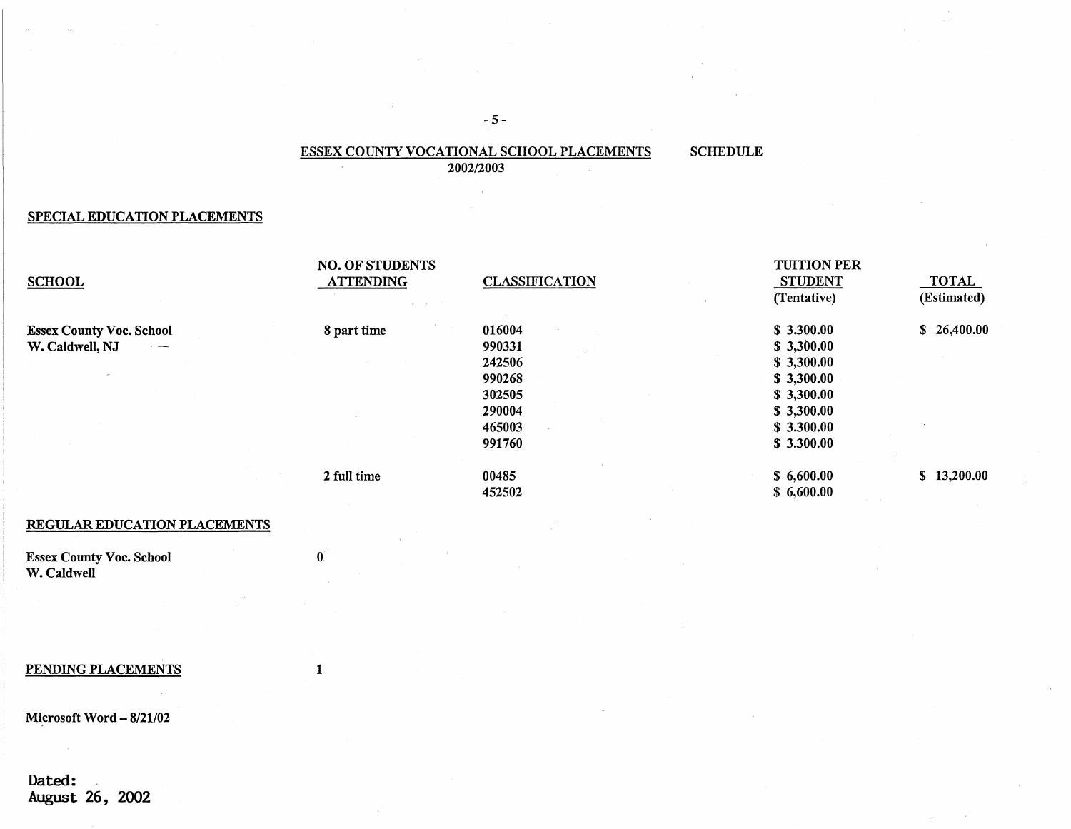## ESSEX COUNTY VOCATIONAL SCHOOL PLACEMENTS SCHEDULE

**2002/2003**

### SPECIAL EDUCATION PLACEMENTS

| SCHOOL | NO. OF STUDENTS ATTENDING | CLASSIFICATION | TUITION PER STUDENT (Tentative) | TOTAL (Estimated) |
|---|---|---|---|---|
| **Essex County Voc. School** | 8 part time | 016004 | $ 3.300.00 | $ 26,400.00 |
| **W. Caldwell, NJ** | | 990331 | $ 3,300.00 | |
| | | 242506 | $ 3,300.00 | |
| | | 990268 | $ 3,300.00 | |
| | | 302505 | $ 3,300.00 | |
| | | 290004 | $ 3,300.00 | |
| | | 465003 | $ 3.300.00 | |
| | | 991760 | $ 3.300.00 | |
| | 2 full time | 00485 | $ 6,600.00 | $ 13,200.00 |
| | | 452502 | $ 6,600.00 | |

### REGULAR EDUCATION PLACEMENTS

| | |
|---|---|
| **Essex County Voc. School W. Caldwell** | 0 |

### PENDING PLACEMENTS

1

Microsoft Word – 8/21/02

Dated:
August 26, 2002